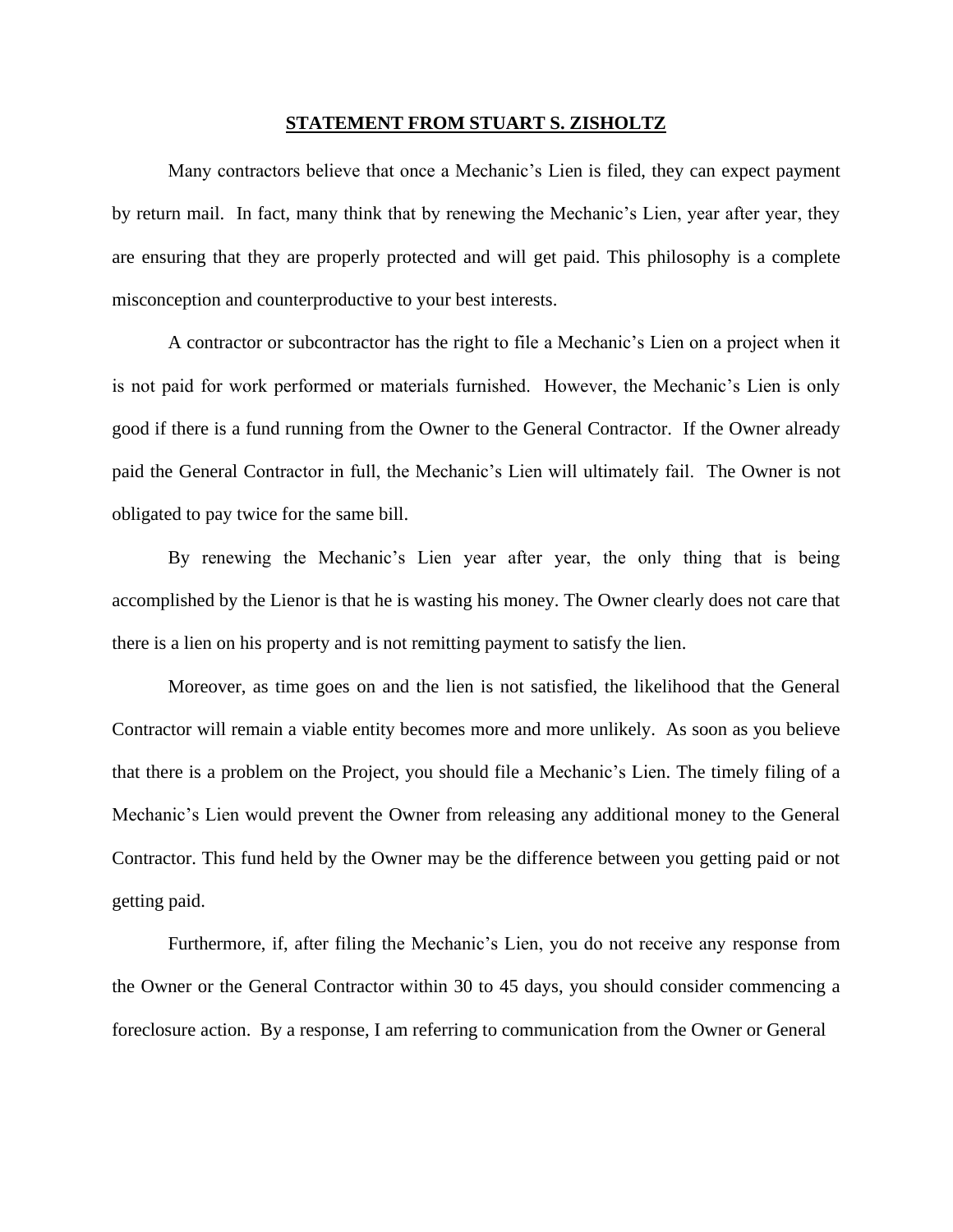**STATEMENT FROM STUART S. ZISHOLTZ**

Many contractors believe that once a Mechanic's Lien is filed, they can expect payment by return mail. In fact, many think that by renewing the Mechanic's Lien, year after year, they are ensuring that they are properly protected and will get paid. This philosophy is a complete misconception and counterproductive to your best interests.

A contractor or subcontractor has the right to file a Mechanic's Lien on a project when it is not paid for work performed or materials furnished. However, the Mechanic's Lien is only good if there is a fund running from the Owner to the General Contractor. If the Owner already paid the General Contractor in full, the Mechanic's Lien will ultimately fail. The Owner is not obligated to pay twice for the same bill.

By renewing the Mechanic's Lien year after year, the only thing that is being accomplished by the Lienor is that he is wasting his money. The Owner clearly does not care that there is a lien on his property and is not remitting payment to satisfy the lien.

Moreover, as time goes on and the lien is not satisfied, the likelihood that the General Contractor will remain a viable entity becomes more and more unlikely. As soon as you believe that there is a problem on the Project, you should file a Mechanic's Lien. The timely filing of a Mechanic's Lien would prevent the Owner from releasing any additional money to the General Contractor. This fund held by the Owner may be the difference between you getting paid or not getting paid.

Furthermore, if, after filing the Mechanic's Lien, you do not receive any response from the Owner or the General Contractor within 30 to 45 days, you should consider commencing a foreclosure action. By a response, I am referring to communication from the Owner or General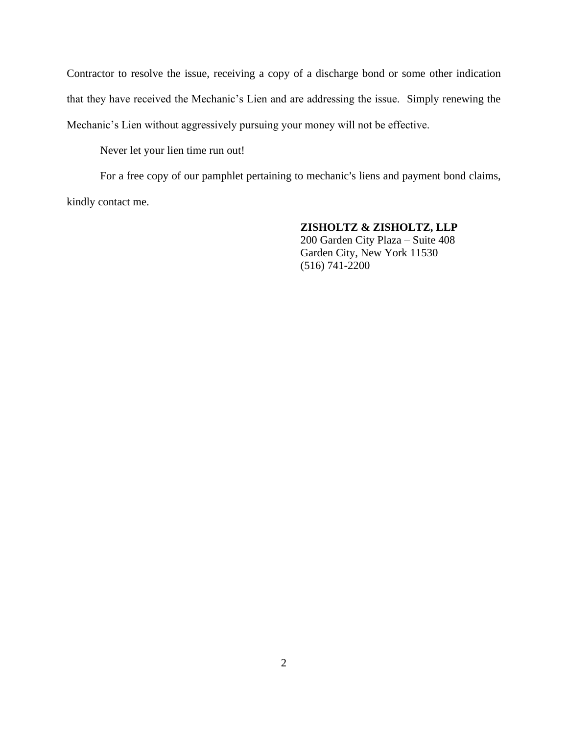Contractor to resolve the issue, receiving a copy of a discharge bond or some other indication that they have received the Mechanic's Lien and are addressing the issue. Simply renewing the Mechanic's Lien without aggressively pursuing your money will not be effective.

Never let your lien time run out!

For a free copy of our pamphlet pertaining to mechanic's liens and payment bond claims, kindly contact me.

**ZISHOLTZ & ZISHOLTZ, LLP**
200 Garden City Plaza – Suite 408
Garden City, New York 11530
(516) 741-2200